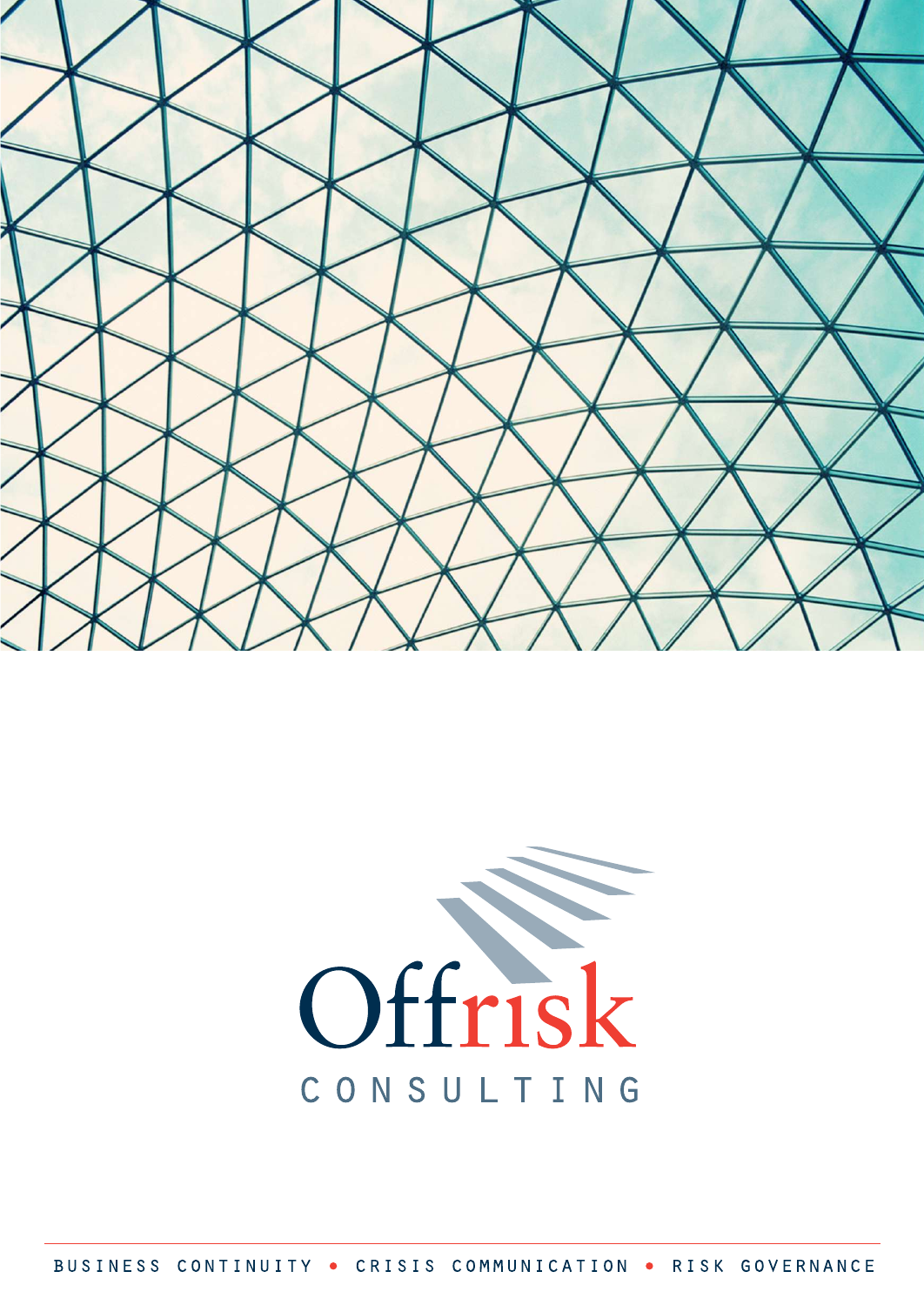# Offrisk

CONSULTING

BUSINESS CONTINUITY • CRISIS COMMUNICATION • RISK GOVERNANCE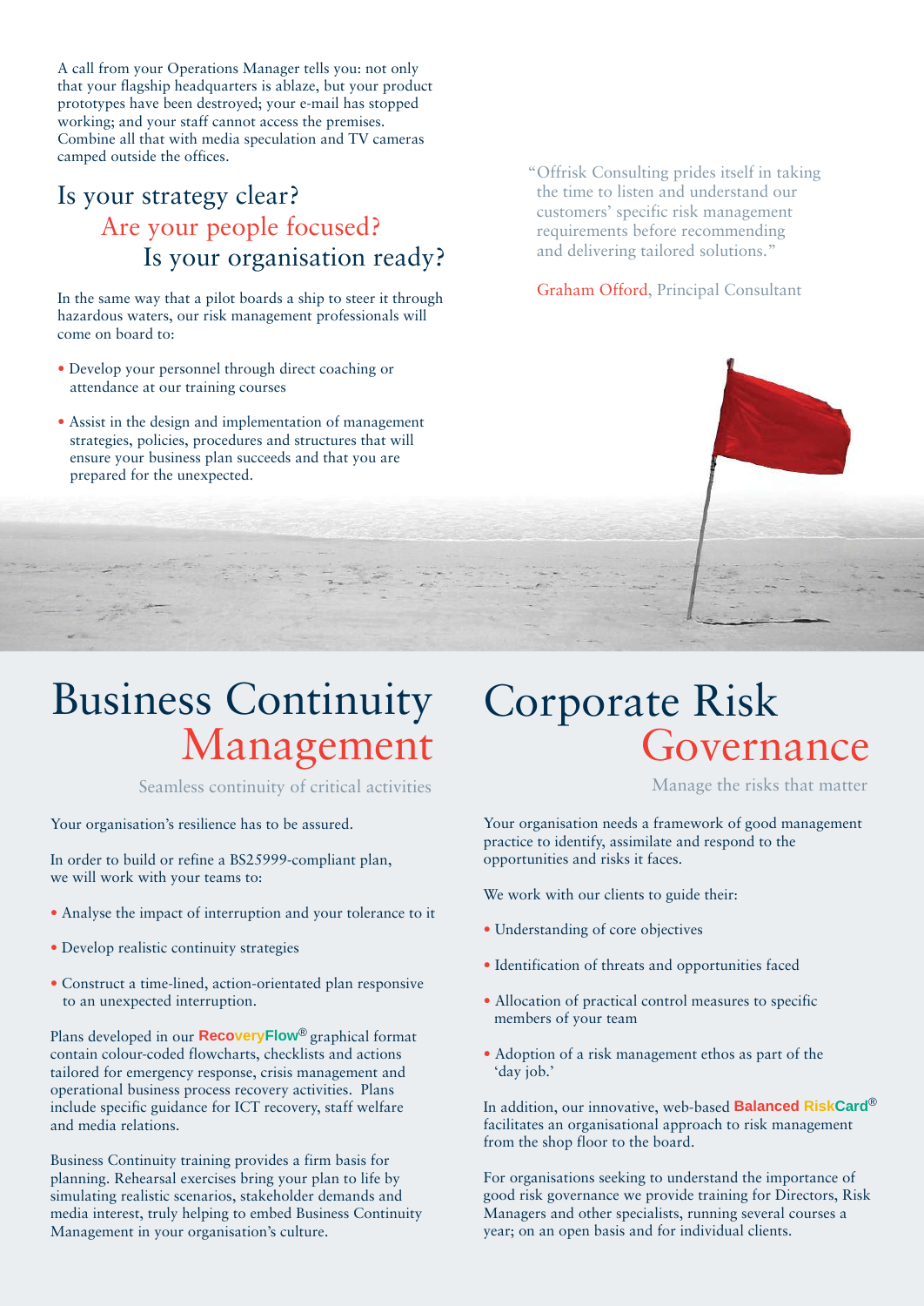A call from your Operations Manager tells you: not only that your flagship headquarters is ablaze, but your product prototypes have been destroyed; your e-mail has stopped working; and your staff cannot access the premises. Combine all that with media speculation and TV cameras camped outside the offices.

## Is your strategy clear?
## Are your people focused?
## Is your organisation ready?

In the same way that a pilot boards a ship to steer it through hazardous waters, our risk management professionals will come on board to:

- Develop your personnel through direct coaching or attendance at our training courses
- Assist in the design and implementation of management strategies, policies, procedures and structures that will ensure your business plan succeeds and that you are prepared for the unexpected.

"Offrisk Consulting prides itself in taking the time to listen and understand our customers' specific risk management requirements before recommending and delivering tailored solutions."

Graham Offord, Principal Consultant

# Business Continuity Management

Seamless continuity of critical activities

Your organisation's resilience has to be assured.

In order to build or refine a BS25999-compliant plan, we will work with your teams to:

- Analyse the impact of interruption and your tolerance to it
- Develop realistic continuity strategies
- Construct a time-lined, action-orientated plan responsive to an unexpected interruption.

Plans developed in our **RecoveryFlow®** graphical format contain colour-coded flowcharts, checklists and actions tailored for emergency response, crisis management and operational business process recovery activities. Plans include specific guidance for ICT recovery, staff welfare and media relations.

Business Continuity training provides a firm basis for planning. Rehearsal exercises bring your plan to life by simulating realistic scenarios, stakeholder demands and media interest, truly helping to embed Business Continuity Management in your organisation's culture.

# Corporate Risk Governance

Manage the risks that matter

Your organisation needs a framework of good management practice to identify, assimilate and respond to the opportunities and risks it faces.

We work with our clients to guide their:

- Understanding of core objectives
- Identification of threats and opportunities faced
- Allocation of practical control measures to specific members of your team
- Adoption of a risk management ethos as part of the 'day job.'

In addition, our innovative, web-based **Balanced RiskCard®** facilitates an organisational approach to risk management from the shop floor to the board.

For organisations seeking to understand the importance of good risk governance we provide training for Directors, Risk Managers and other specialists, running several courses a year; on an open basis and for individual clients.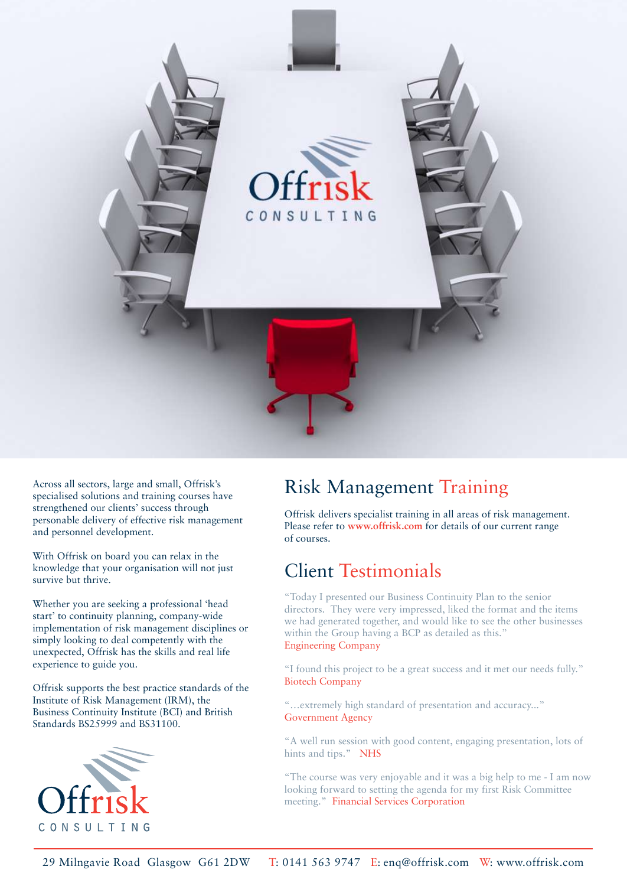Across all sectors, large and small, Offrisk's specialised solutions and training courses have strengthened our clients' success through personable delivery of effective risk management and personnel development.

With Offrisk on board you can relax in the knowledge that your organisation will not just survive but thrive.

Whether you are seeking a professional 'head start' to continuity planning, company-wide implementation of risk management disciplines or simply looking to deal competently with the unexpected, Offrisk has the skills and real life experience to guide you.

Offrisk supports the best practice standards of the Institute of Risk Management (IRM), the Business Continuity Institute (BCI) and British Standards BS25999 and BS31100.

Offrisk CONSULTING

## Risk Management Training

Offrisk delivers specialist training in all areas of risk management. Please refer to **www.offrisk.com** for details of our current range of courses.

## Client Testimonials

"Today I presented our Business Continuity Plan to the senior directors. They were very impressed, liked the format and the items we had generated together, and would like to see the other businesses within the Group having a BCP as detailed as this."
Engineering Company

"I found this project to be a great success and it met our needs fully."
Biotech Company

"…extremely high standard of presentation and accuracy..."
Government Agency

"A well run session with good content, engaging presentation, lots of hints and tips." NHS

"The course was very enjoyable and it was a big help to me - I am now looking forward to setting the agenda for my first Risk Committee meeting." Financial Services Corporation

29 Milngavie Road Glasgow G61 2DW T: 0141 563 9747 E: enq@offrisk.com W: www.offrisk.com